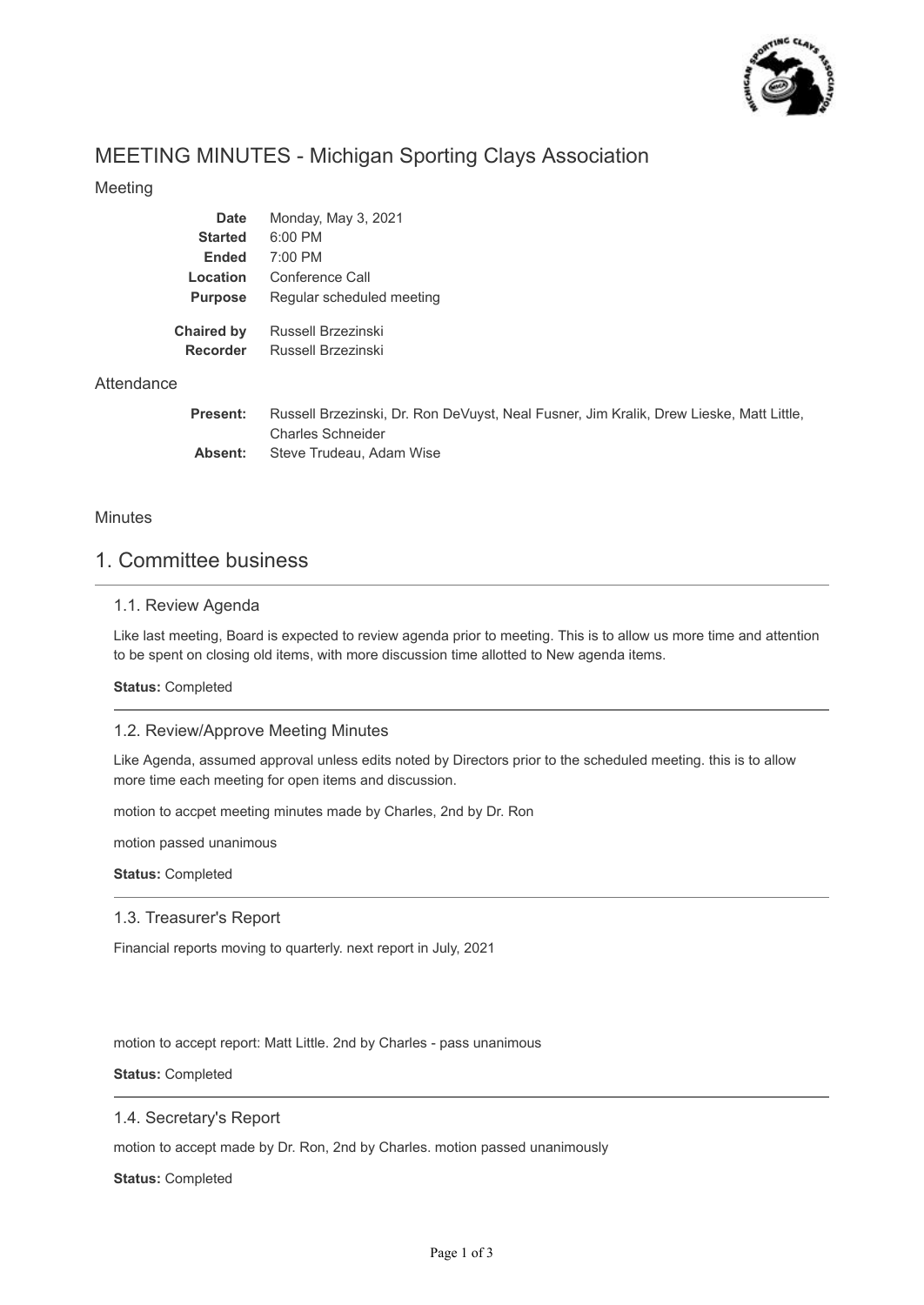# MEETING MINUTES - Michigan Sporting Clays Association

Meeting

| | |
|---|---|
| **Date** | Monday, May 3, 2021 |
| **Started** | 6:00 PM |
| **Ended** | 7:00 PM |
| **Location** | Conference Call |
| **Purpose** | Regular scheduled meeting |
| **Chaired by** | Russell Brzezinski |
| **Recorder** | Russell Brzezinski |

Attendance

| | |
|---|---|
| **Present:** | Russell Brzezinski, Dr. Ron DeVuyst, Neal Fusner, Jim Kralik, Drew Lieske, Matt Little, Charles Schneider |
| **Absent:** | Steve Trudeau, Adam Wise |

Minutes

## 1. Committee business

### 1.1. Review Agenda

Like last meeting, Board is expected to review agenda prior to meeting. This is to allow us more time and attention to be spent on closing old items, with more discussion time allotted to New agenda items.

**Status:** Completed

### 1.2. Review/Approve Meeting Minutes

Like Agenda, assumed approval unless edits noted by Directors prior to the scheduled meeting. this is to allow more time each meeting for open items and discussion.

motion to accpet meeting minutes made by Charles, 2nd by Dr. Ron

motion passed unanimous

**Status:** Completed

### 1.3. Treasurer's Report

Financial reports moving to quarterly. next report in July, 2021

motion to accept report: Matt Little. 2nd by Charles - pass unanimous

**Status:** Completed

### 1.4. Secretary's Report

motion to accept made by Dr. Ron, 2nd by Charles. motion passed unanimously

**Status:** Completed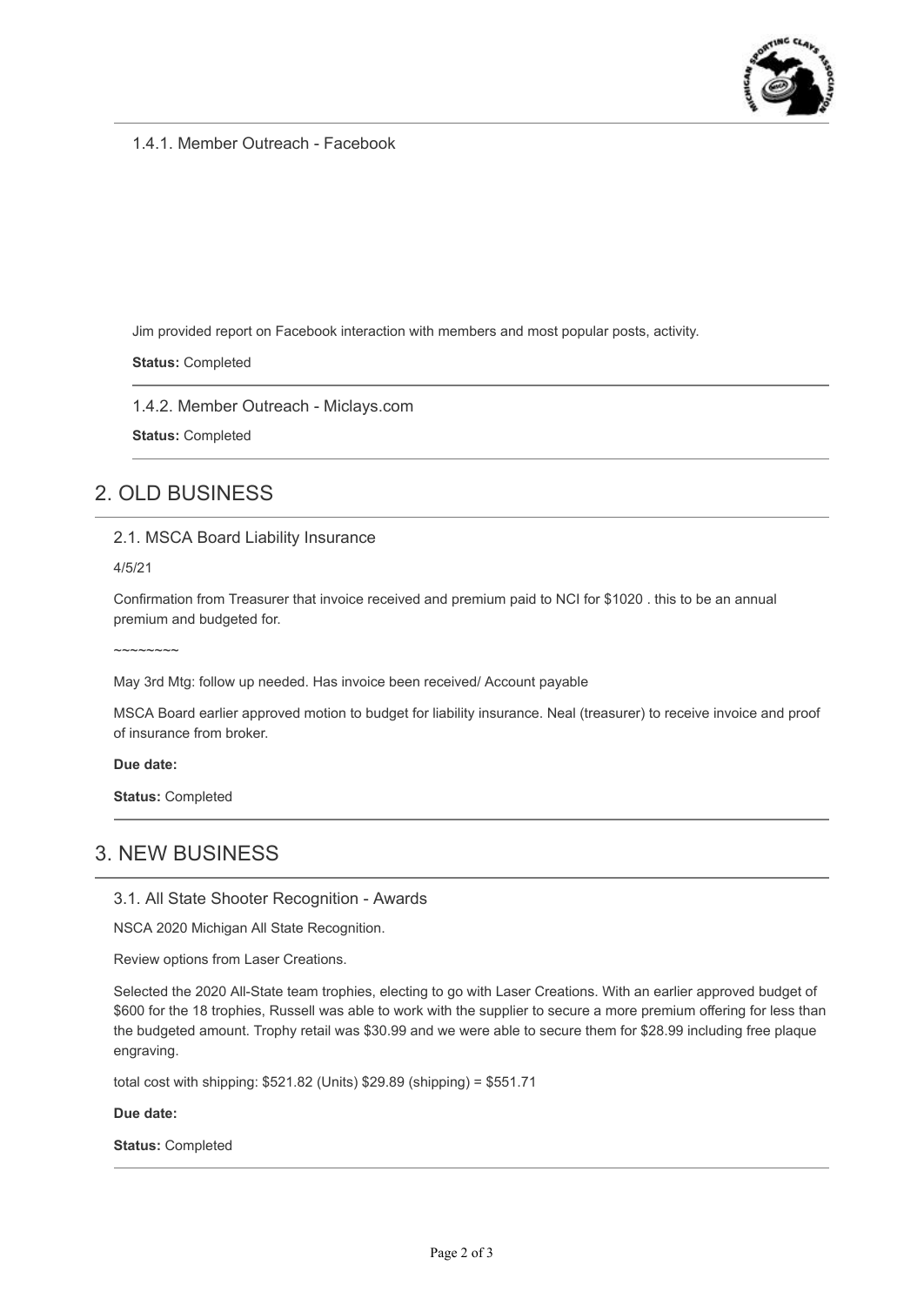### 1.4.1. Member Outreach - Facebook

Jim provided report on Facebook interaction with members and most popular posts, activity.

**Status:** Completed

### 1.4.2. Member Outreach - Miclays.com

**Status:** Completed

## 2. OLD BUSINESS

### 2.1. MSCA Board Liability Insurance

4/5/21

Confirmation from Treasurer that invoice received and premium paid to NCI for $1020 . this to be an annual premium and budgeted for.

~~~~~~~~

May 3rd Mtg: follow up needed. Has invoice been received/ Account payable

MSCA Board earlier approved motion to budget for liability insurance. Neal (treasurer) to receive invoice and proof of insurance from broker.

**Due date:**

**Status:** Completed

## 3. NEW BUSINESS

### 3.1. All State Shooter Recognition - Awards

NSCA 2020 Michigan All State Recognition.

Review options from Laser Creations.

Selected the 2020 All-State team trophies, electing to go with Laser Creations. With an earlier approved budget of $600 for the 18 trophies, Russell was able to work with the supplier to secure a more premium offering for less than the budgeted amount. Trophy retail was $30.99 and we were able to secure them for $28.99 including free plaque engraving.

total cost with shipping: $521.82 (Units) $29.89 (shipping) = $551.71

**Due date:**

**Status:** Completed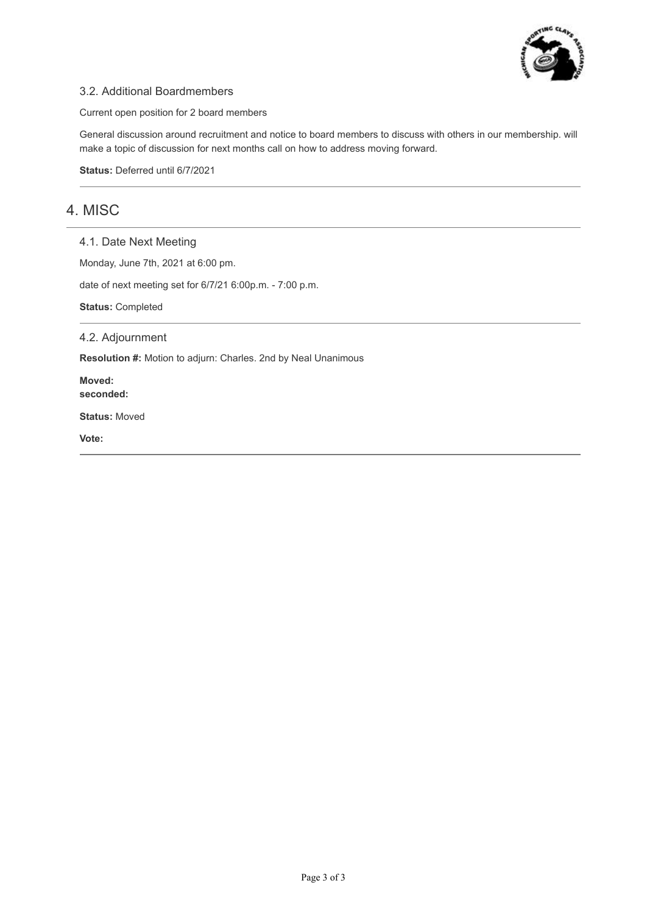### 3.2. Additional Boardmembers

Current open position for 2 board members

General discussion around recruitment and notice to board members to discuss with others in our membership. will make a topic of discussion for next months call on how to address moving forward.

**Status:** Deferred until 6/7/2021

## 4. MISC

### 4.1. Date Next Meeting

Monday, June 7th, 2021 at 6:00 pm.

date of next meeting set for 6/7/21 6:00p.m. - 7:00 p.m.

**Status:** Completed

### 4.2. Adjournment

**Resolution #:** Motion to adjurn: Charles. 2nd by Neal Unanimous

**Moved:**
**seconded:**

**Status:** Moved

**Vote:**